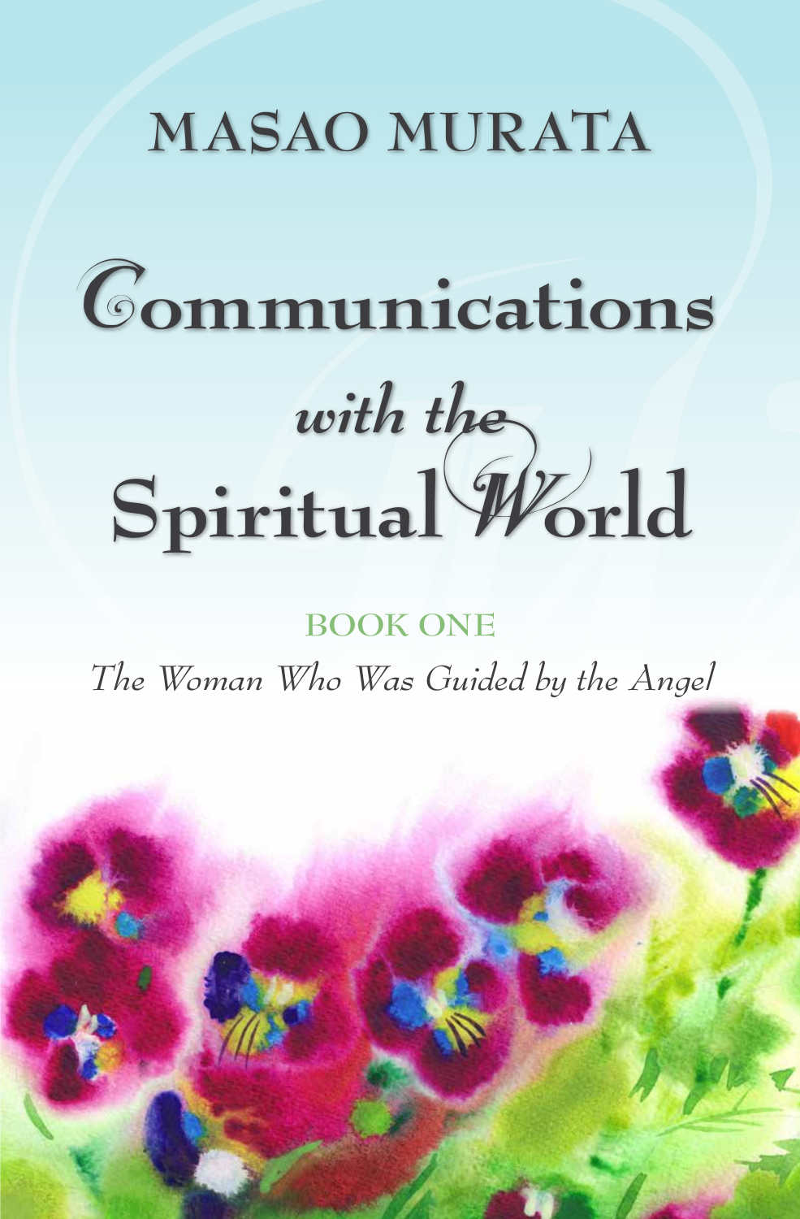MASAO MURATA

# Communications with the Spiritual World

BOOK ONE

*The Woman Who Was Guided by the Angel*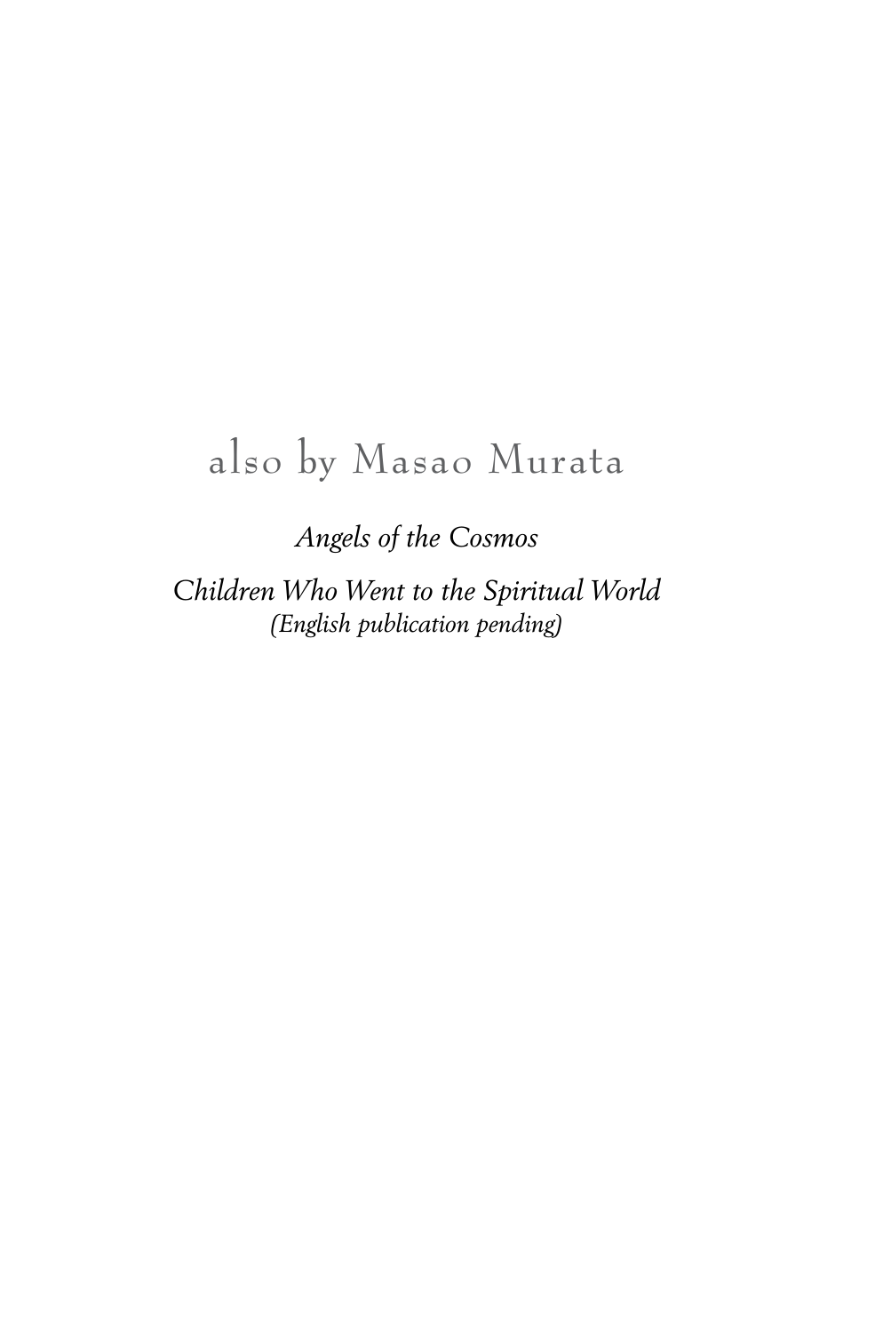## also by Masao Murata

*Angels of the Cosmos*

*Children Who Went to the Spiritual World*
*(English publication pending)*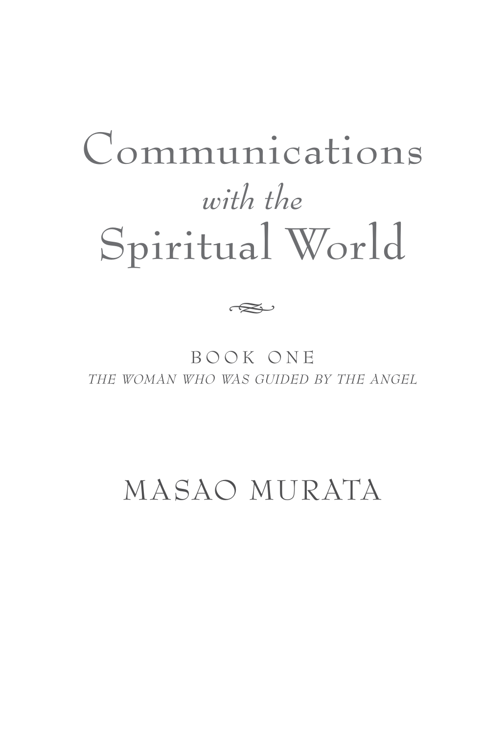# Communications *with the* Spiritual World

BOOK ONE

*THE WOMAN WHO WAS GUIDED BY THE ANGEL*

MASAO MURATA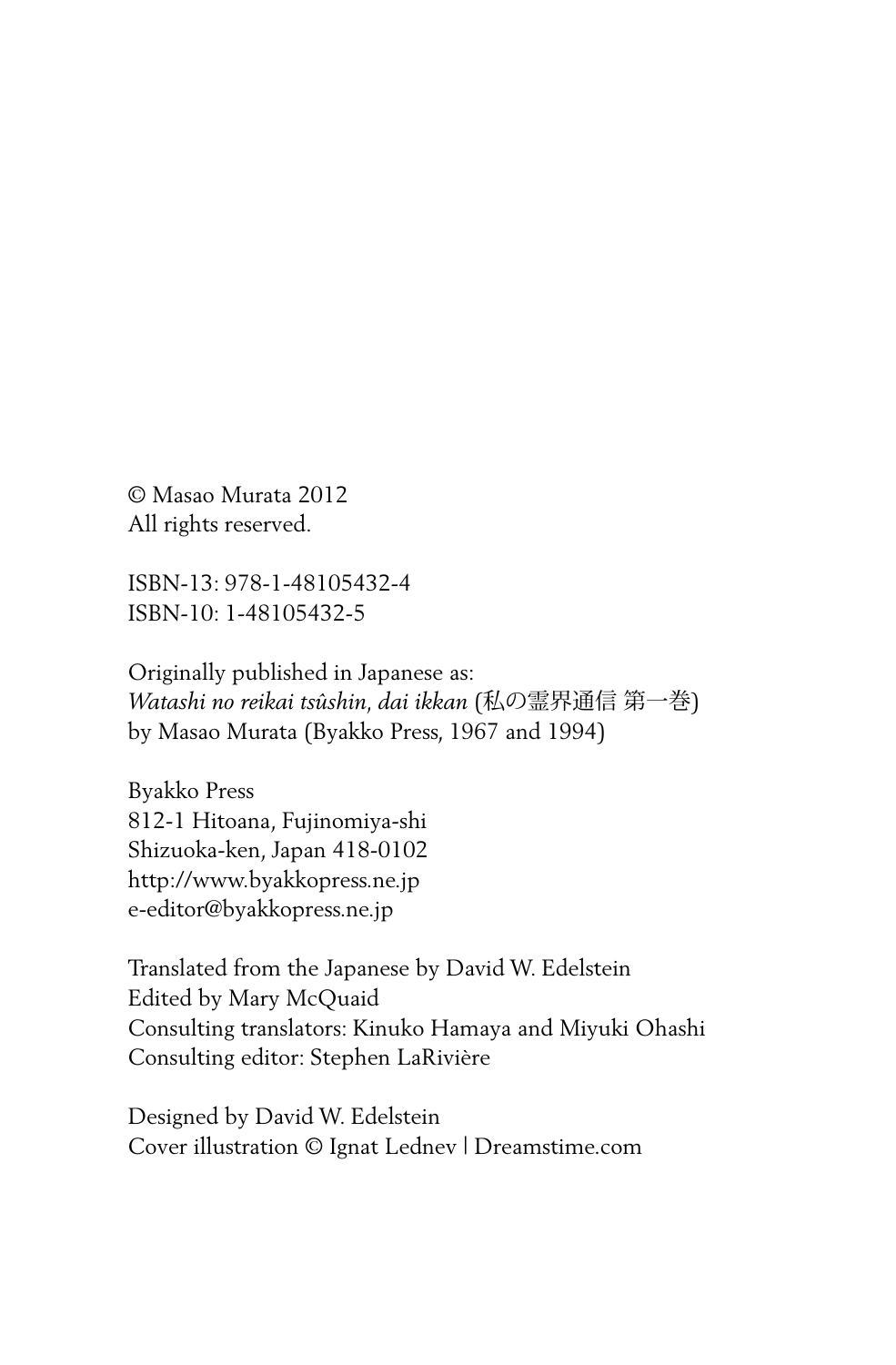© Masao Murata 2012
All rights reserved.

ISBN-13: 978-1-48105432-4
ISBN-10: 1-48105432-5

Originally published in Japanese as:
*Watashi no reikai tsûshin, dai ikkan* (私の霊界通信 第一巻)
by Masao Murata (Byakko Press, 1967 and 1994)

Byakko Press
812-1 Hitoana, Fujinomiya-shi
Shizuoka-ken, Japan 418-0102
http://www.byakkopress.ne.jp
e-editor@byakkopress.ne.jp

Translated from the Japanese by David W. Edelstein
Edited by Mary McQuaid
Consulting translators: Kinuko Hamaya and Miyuki Ohashi
Consulting editor: Stephen LaRivière

Designed by David W. Edelstein
Cover illustration © Ignat Lednev | Dreamstime.com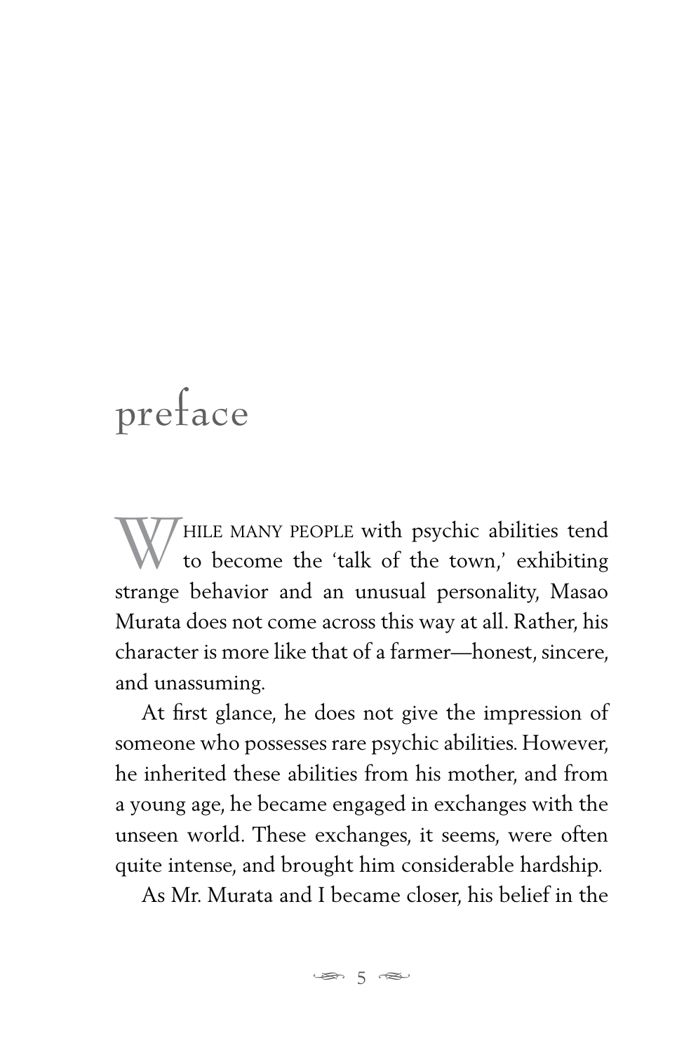# preface

While many people with psychic abilities tend to become the 'talk of the town,' exhibiting strange behavior and an unusual personality, Masao Murata does not come across this way at all. Rather, his character is more like that of a farmer—honest, sincere, and unassuming.

At first glance, he does not give the impression of someone who possesses rare psychic abilities. However, he inherited these abilities from his mother, and from a young age, he became engaged in exchanges with the unseen world. These exchanges, it seems, were often quite intense, and brought him considerable hardship.

As Mr. Murata and I became closer, his belief in the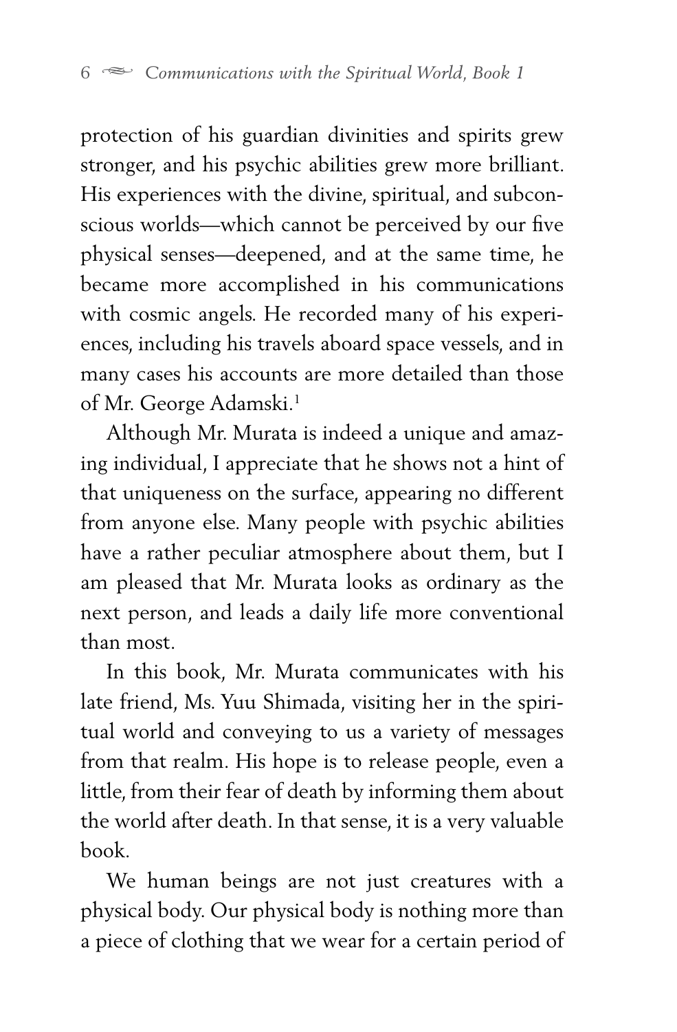protection of his guardian divinities and spirits grew stronger, and his psychic abilities grew more brilliant. His experiences with the divine, spiritual, and subconscious worlds—which cannot be perceived by our five physical senses—deepened, and at the same time, he became more accomplished in his communications with cosmic angels. He recorded many of his experiences, including his travels aboard space vessels, and in many cases his accounts are more detailed than those of Mr. George Adamski.[1]

Although Mr. Murata is indeed a unique and amazing individual, I appreciate that he shows not a hint of that uniqueness on the surface, appearing no different from anyone else. Many people with psychic abilities have a rather peculiar atmosphere about them, but I am pleased that Mr. Murata looks as ordinary as the next person, and leads a daily life more conventional than most.

In this book, Mr. Murata communicates with his late friend, Ms. Yuu Shimada, visiting her in the spiritual world and conveying to us a variety of messages from that realm. His hope is to release people, even a little, from their fear of death by informing them about the world after death. In that sense, it is a very valuable book.

We human beings are not just creatures with a physical body. Our physical body is nothing more than a piece of clothing that we wear for a certain period of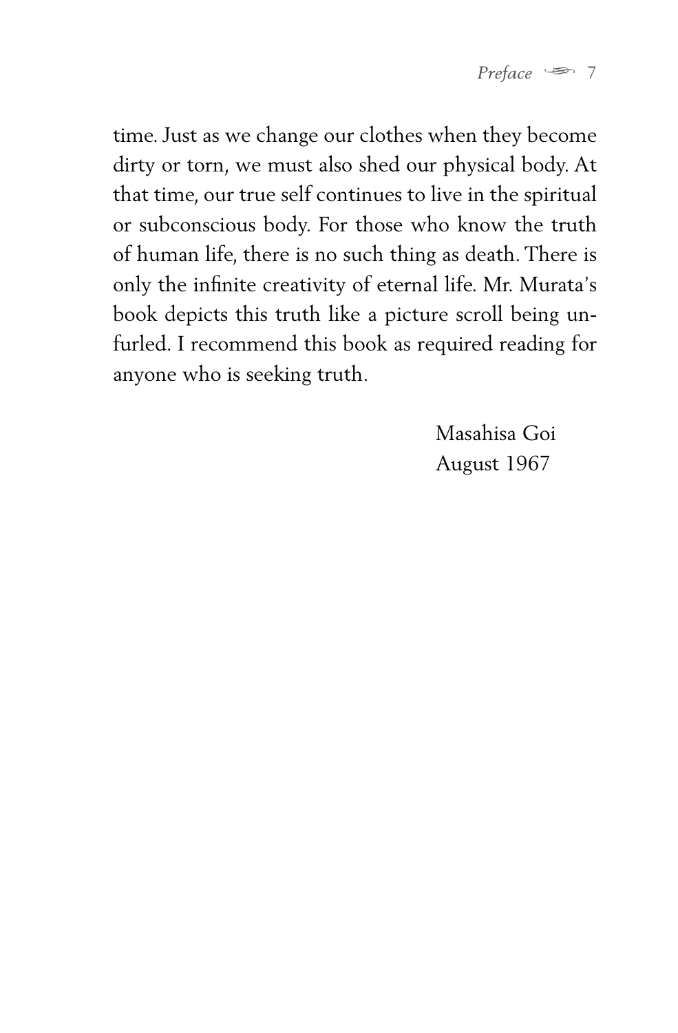time. Just as we change our clothes when they become dirty or torn, we must also shed our physical body. At that time, our true self continues to live in the spiritual or subconscious body. For those who know the truth of human life, there is no such thing as death. There is only the infinite creativity of eternal life. Mr. Murata's book depicts this truth like a picture scroll being unfurled. I recommend this book as required reading for anyone who is seeking truth.

Masahisa Goi
August 1967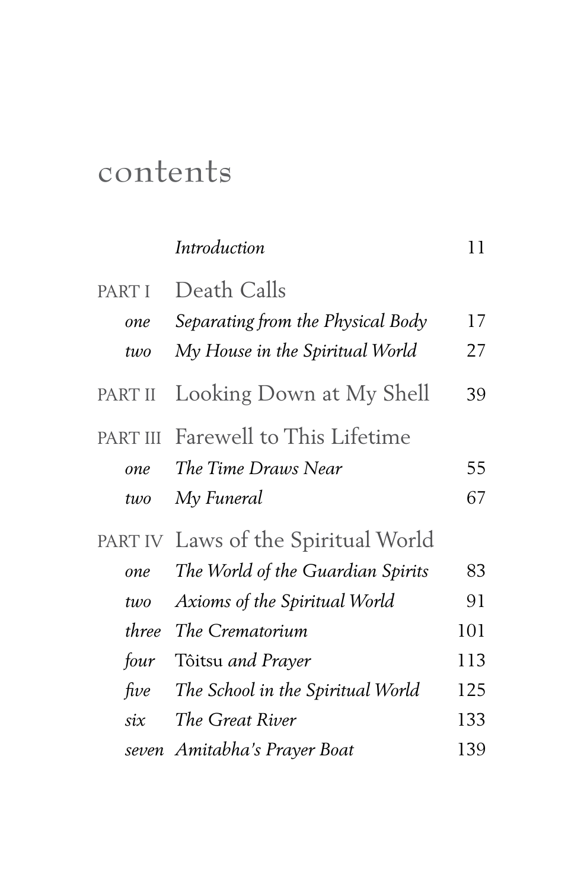# contents

| | | |
|---|---|---|
| | *Introduction* | 11 |
| PART I | Death Calls | |
| *one* | *Separating from the Physical Body* | 17 |
| *two* | *My House in the Spiritual World* | 27 |
| PART II | Looking Down at My Shell | 39 |
| PART III | Farewell to This Lifetime | |
| *one* | *The Time Draws Near* | 55 |
| *two* | *My Funeral* | 67 |
| PART IV | Laws of the Spiritual World | |
| *one* | *The World of the Guardian Spirits* | 83 |
| *two* | *Axioms of the Spiritual World* | 91 |
| *three* | *The Crematorium* | 101 |
| *four* | Tôitsu *and Prayer* | 113 |
| *five* | *The School in the Spiritual World* | 125 |
| *six* | *The Great River* | 133 |
| *seven* | *Amitabha's Prayer Boat* | 139 |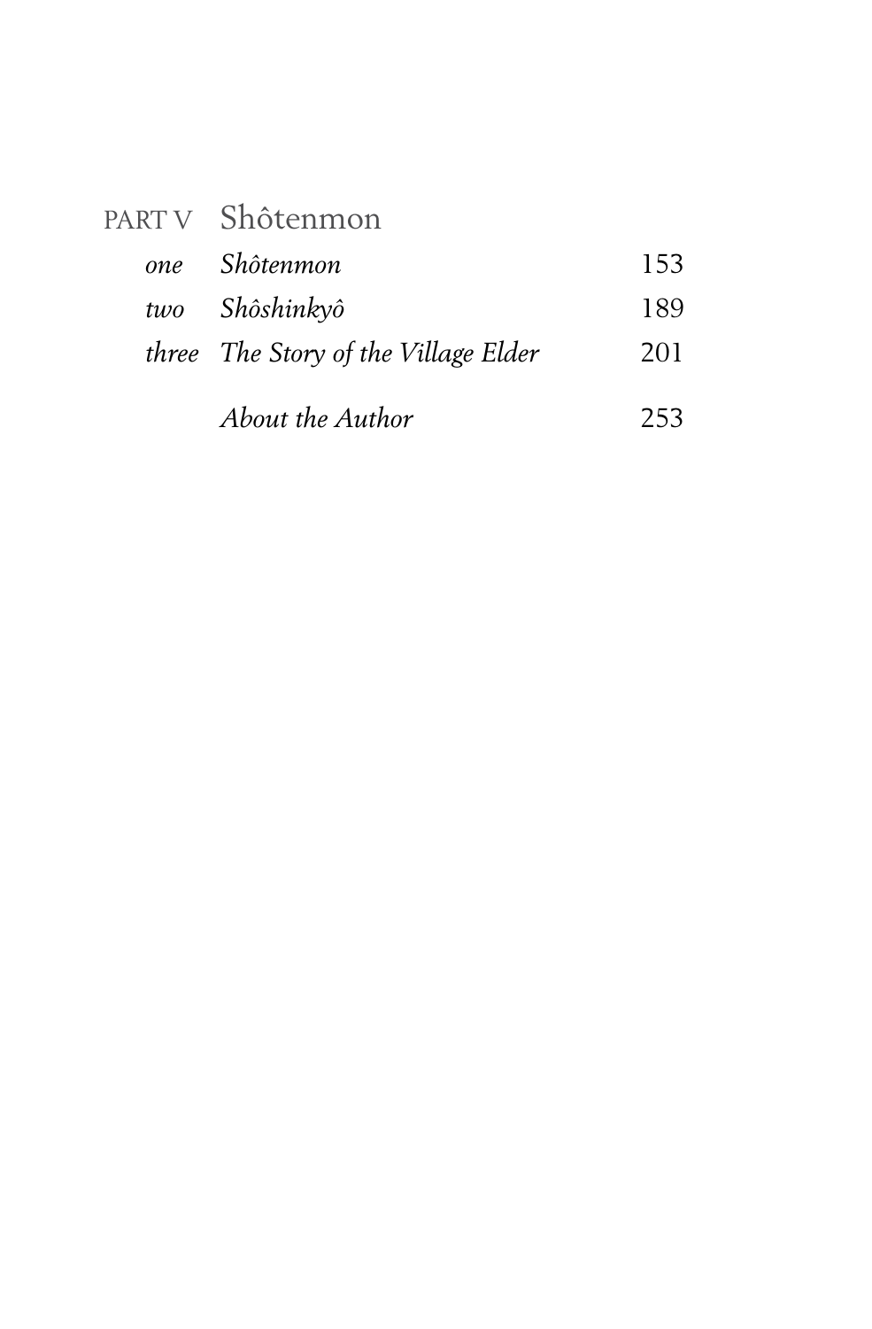## PART V Shôtenmon

| | | |
|---|---|---|
| *one* | *Shôtenmon* | 153 |
| *two* | *Shôshinkyô* | 189 |
| *three* | *The Story of the Village Elder* | 201 |
| | *About the Author* | 253 |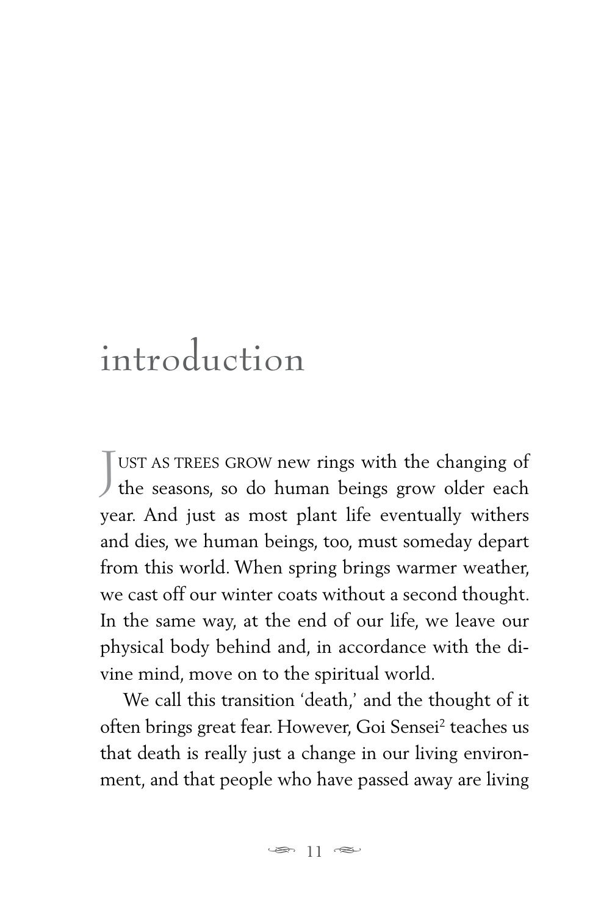# introduction

JUST AS TREES GROW new rings with the changing of the seasons, so do human beings grow older each year. And just as most plant life eventually withers and dies, we human beings, too, must someday depart from this world. When spring brings warmer weather, we cast off our winter coats without a second thought. In the same way, at the end of our life, we leave our physical body behind and, in accordance with the divine mind, move on to the spiritual world.

We call this transition 'death,' and the thought of it often brings great fear. However, Goi Sensei[2] teaches us that death is really just a change in our living environment, and that people who have passed away are living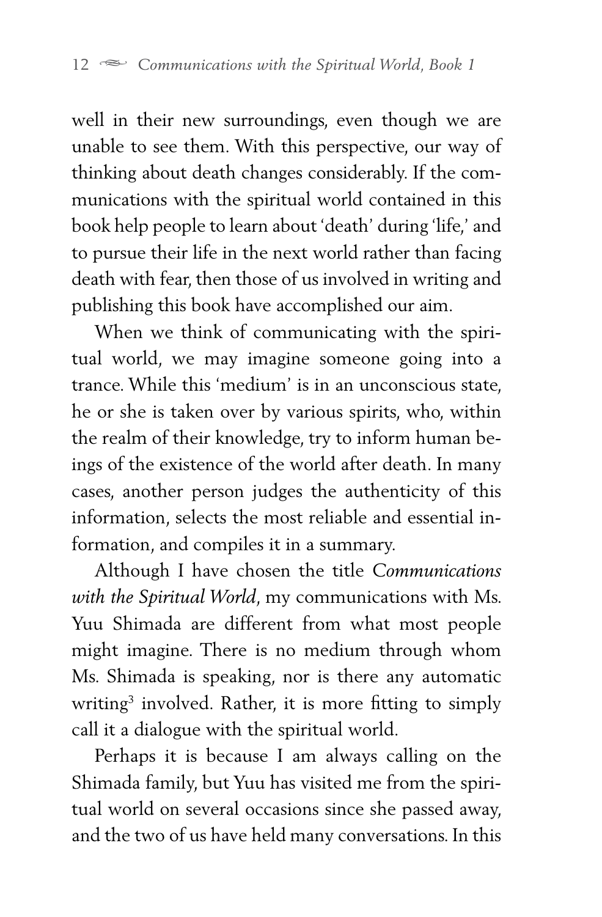well in their new surroundings, even though we are unable to see them. With this perspective, our way of thinking about death changes considerably. If the communications with the spiritual world contained in this book help people to learn about 'death' during 'life,' and to pursue their life in the next world rather than facing death with fear, then those of us involved in writing and publishing this book have accomplished our aim.

When we think of communicating with the spiritual world, we may imagine someone going into a trance. While this 'medium' is in an unconscious state, he or she is taken over by various spirits, who, within the realm of their knowledge, try to inform human beings of the existence of the world after death. In many cases, another person judges the authenticity of this information, selects the most reliable and essential information, and compiles it in a summary.

Although I have chosen the title *Communications with the Spiritual World*, my communications with Ms. Yuu Shimada are different from what most people might imagine. There is no medium through whom Ms. Shimada is speaking, nor is there any automatic writing[3] involved. Rather, it is more fitting to simply call it a dialogue with the spiritual world.

Perhaps it is because I am always calling on the Shimada family, but Yuu has visited me from the spiritual world on several occasions since she passed away, and the two of us have held many conversations. In this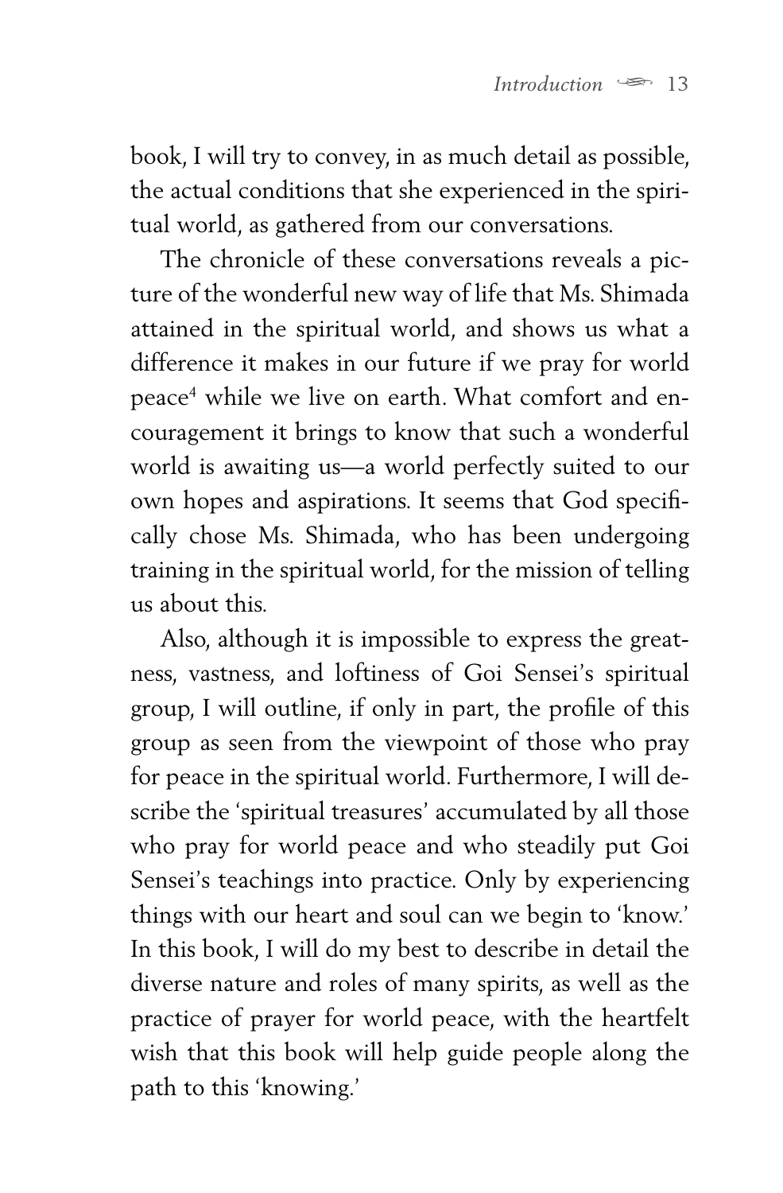book, I will try to convey, in as much detail as possible, the actual conditions that she experienced in the spiritual world, as gathered from our conversations.

The chronicle of these conversations reveals a picture of the wonderful new way of life that Ms. Shimada attained in the spiritual world, and shows us what a difference it makes in our future if we pray for world peace[4] while we live on earth. What comfort and encouragement it brings to know that such a wonderful world is awaiting us—a world perfectly suited to our own hopes and aspirations. It seems that God specifically chose Ms. Shimada, who has been undergoing training in the spiritual world, for the mission of telling us about this.

Also, although it is impossible to express the greatness, vastness, and loftiness of Goi Sensei's spiritual group, I will outline, if only in part, the profile of this group as seen from the viewpoint of those who pray for peace in the spiritual world. Furthermore, I will describe the 'spiritual treasures' accumulated by all those who pray for world peace and who steadily put Goi Sensei's teachings into practice. Only by experiencing things with our heart and soul can we begin to 'know.' In this book, I will do my best to describe in detail the diverse nature and roles of many spirits, as well as the practice of prayer for world peace, with the heartfelt wish that this book will help guide people along the path to this 'knowing.'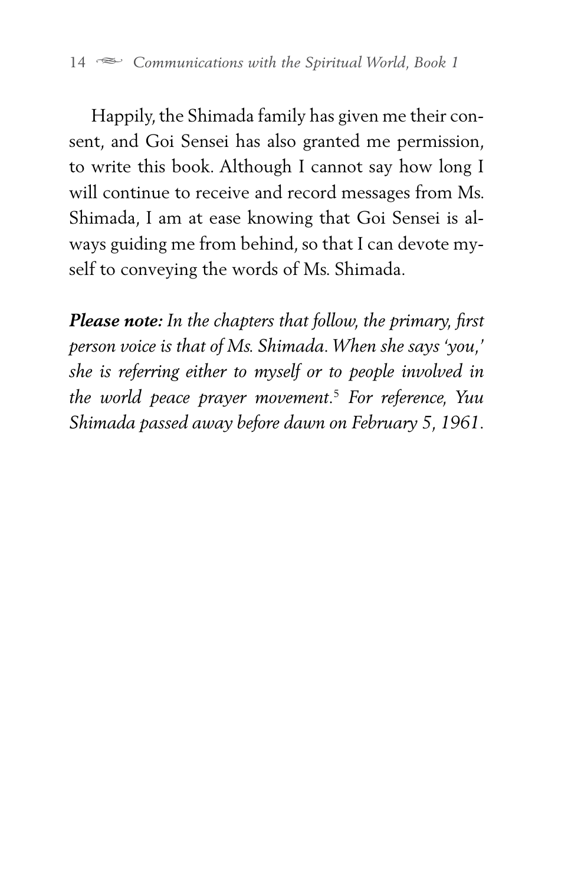Happily, the Shimada family has given me their consent, and Goi Sensei has also granted me permission, to write this book. Although I cannot say how long I will continue to receive and record messages from Ms. Shimada, I am at ease knowing that Goi Sensei is always guiding me from behind, so that I can devote myself to conveying the words of Ms. Shimada.

***Please note:*** *In the chapters that follow, the primary, first person voice is that of Ms. Shimada. When she says 'you,' she is referring either to myself or to people involved in the world peace prayer movement.*[5] *For reference, Yuu Shimada passed away before dawn on February 5, 1961.*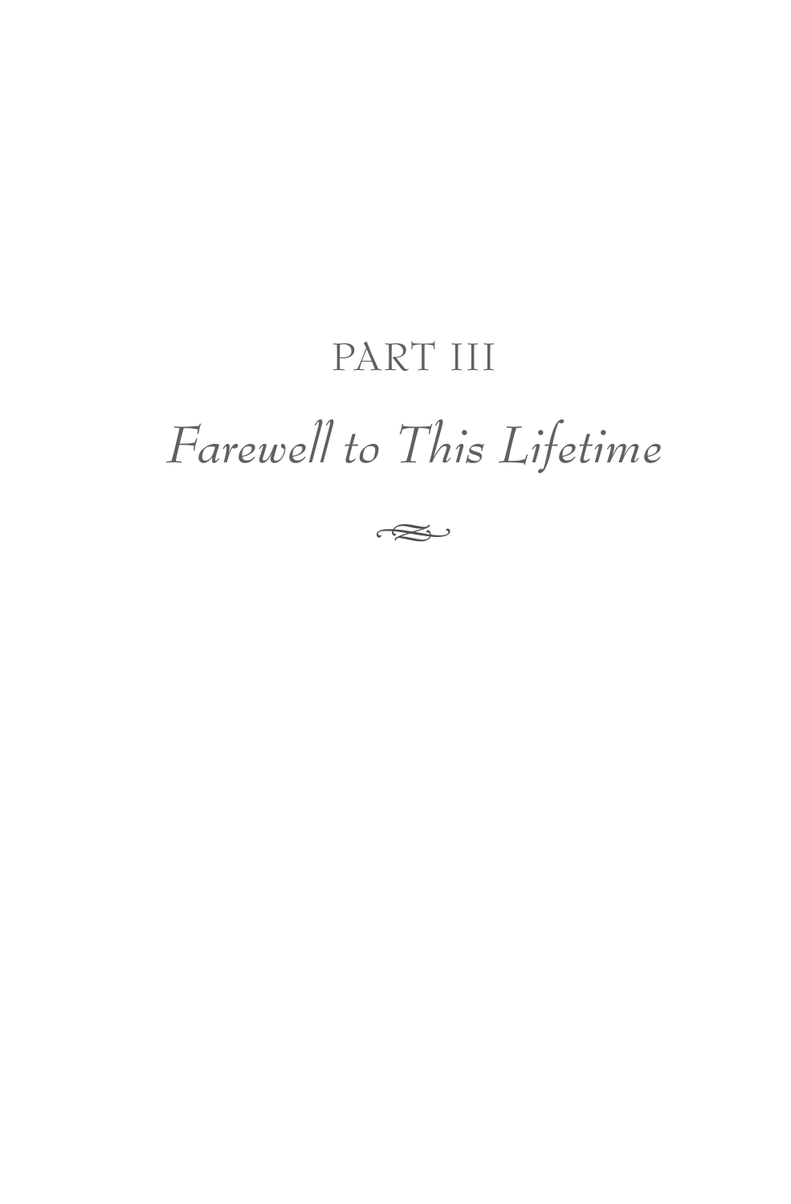# PART III

## *Farewell to This Lifetime*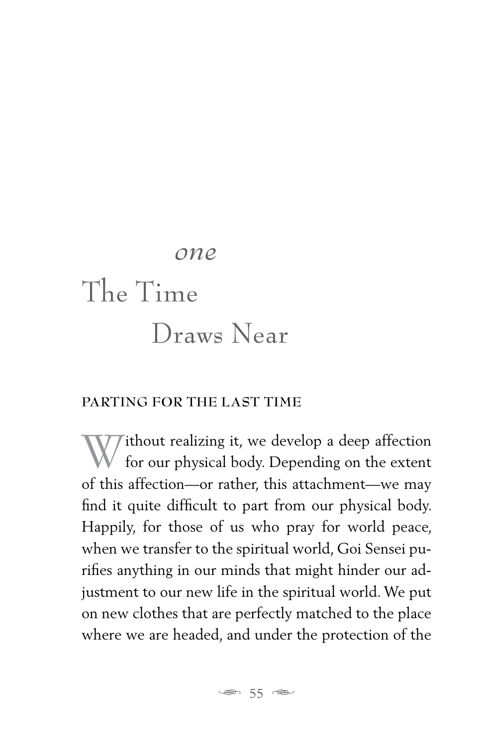# *one*
# The Time Draws Near

## PARTING FOR THE LAST TIME

Without realizing it, we develop a deep affection for our physical body. Depending on the extent of this affection—or rather, this attachment—we may find it quite difficult to part from our physical body. Happily, for those of us who pray for world peace, when we transfer to the spiritual world, Goi Sensei purifies anything in our minds that might hinder our adjustment to our new life in the spiritual world. We put on new clothes that are perfectly matched to the place where we are headed, and under the protection of the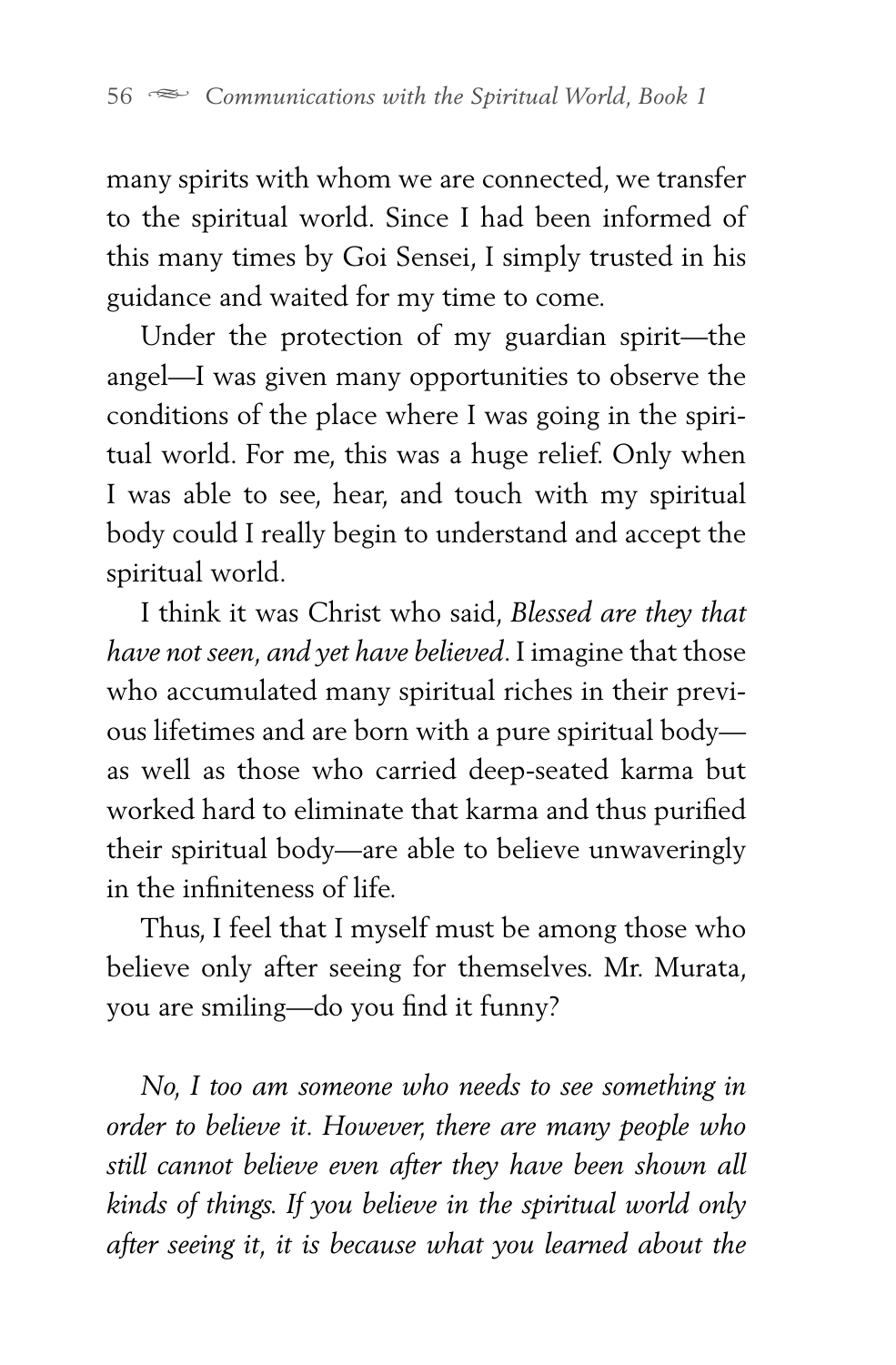many spirits with whom we are connected, we transfer to the spiritual world. Since I had been informed of this many times by Goi Sensei, I simply trusted in his guidance and waited for my time to come.

Under the protection of my guardian spirit—the angel—I was given many opportunities to observe the conditions of the place where I was going in the spiritual world. For me, this was a huge relief. Only when I was able to see, hear, and touch with my spiritual body could I really begin to understand and accept the spiritual world.

I think it was Christ who said, *Blessed are they that have not seen, and yet have believed*. I imagine that those who accumulated many spiritual riches in their previous lifetimes and are born with a pure spiritual body—as well as those who carried deep-seated karma but worked hard to eliminate that karma and thus purified their spiritual body—are able to believe unwaveringly in the infiniteness of life.

Thus, I feel that I myself must be among those who believe only after seeing for themselves. Mr. Murata, you are smiling—do you find it funny?

*No, I too am someone who needs to see something in order to believe it. However, there are many people who still cannot believe even after they have been shown all kinds of things. If you believe in the spiritual world only after seeing it, it is because what you learned about the*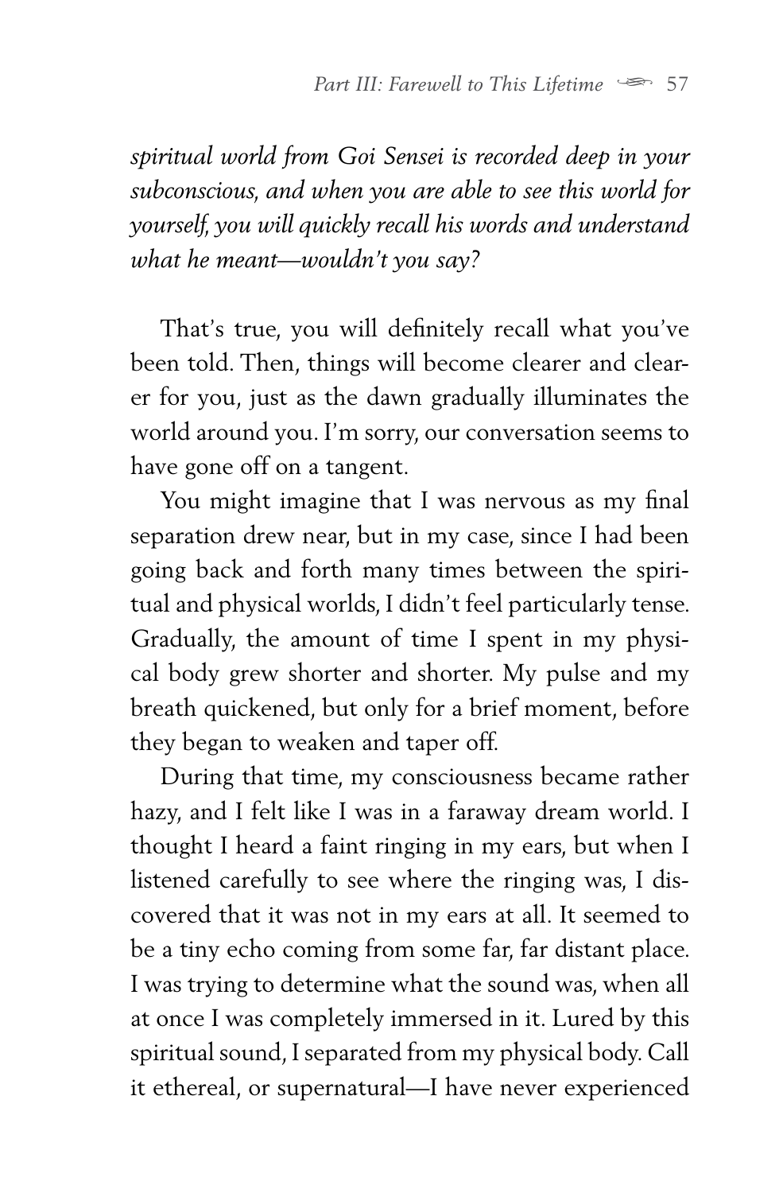*spiritual world from Goi Sensei is recorded deep in your subconscious, and when you are able to see this world for yourself, you will quickly recall his words and understand what he meant—wouldn't you say?*

That's true, you will definitely recall what you've been told. Then, things will become clearer and clearer for you, just as the dawn gradually illuminates the world around you. I'm sorry, our conversation seems to have gone off on a tangent.

You might imagine that I was nervous as my final separation drew near, but in my case, since I had been going back and forth many times between the spiritual and physical worlds, I didn't feel particularly tense. Gradually, the amount of time I spent in my physical body grew shorter and shorter. My pulse and my breath quickened, but only for a brief moment, before they began to weaken and taper off.

During that time, my consciousness became rather hazy, and I felt like I was in a faraway dream world. I thought I heard a faint ringing in my ears, but when I listened carefully to see where the ringing was, I discovered that it was not in my ears at all. It seemed to be a tiny echo coming from some far, far distant place. I was trying to determine what the sound was, when all at once I was completely immersed in it. Lured by this spiritual sound, I separated from my physical body. Call it ethereal, or supernatural—I have never experienced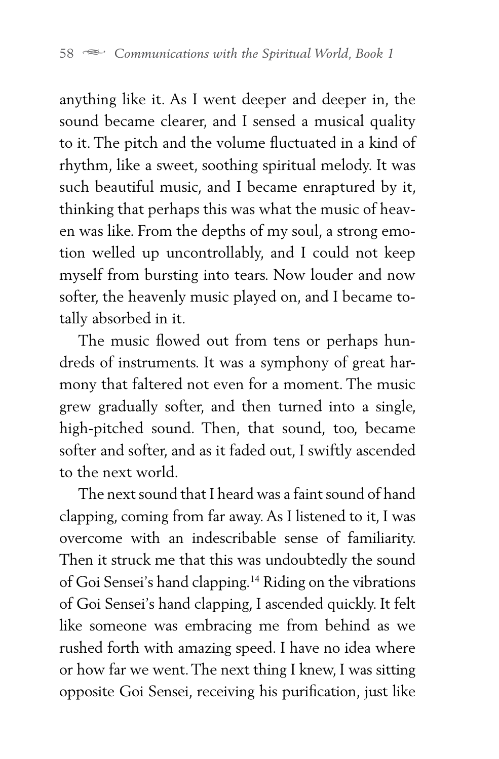anything like it. As I went deeper and deeper in, the sound became clearer, and I sensed a musical quality to it. The pitch and the volume fluctuated in a kind of rhythm, like a sweet, soothing spiritual melody. It was such beautiful music, and I became enraptured by it, thinking that perhaps this was what the music of heaven was like. From the depths of my soul, a strong emotion welled up uncontrollably, and I could not keep myself from bursting into tears. Now louder and now softer, the heavenly music played on, and I became totally absorbed in it.

The music flowed out from tens or perhaps hundreds of instruments. It was a symphony of great harmony that faltered not even for a moment. The music grew gradually softer, and then turned into a single, high-pitched sound. Then, that sound, too, became softer and softer, and as it faded out, I swiftly ascended to the next world.

The next sound that I heard was a faint sound of hand clapping, coming from far away. As I listened to it, I was overcome with an indescribable sense of familiarity. Then it struck me that this was undoubtedly the sound of Goi Sensei's hand clapping.[14] Riding on the vibrations of Goi Sensei's hand clapping, I ascended quickly. It felt like someone was embracing me from behind as we rushed forth with amazing speed. I have no idea where or how far we went. The next thing I knew, I was sitting opposite Goi Sensei, receiving his purification, just like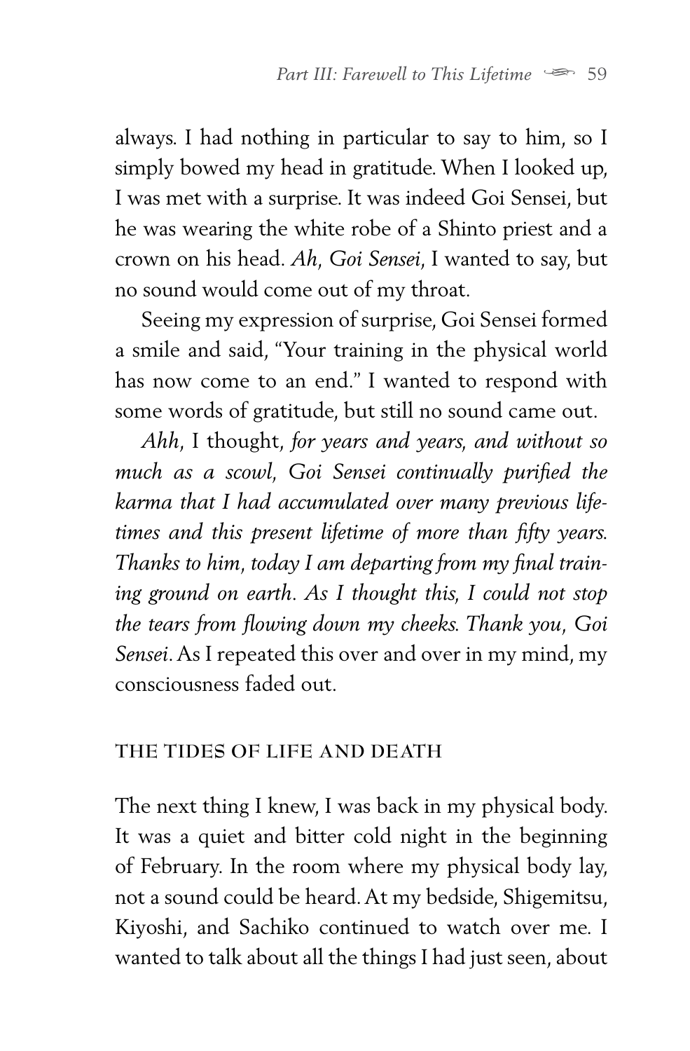always. I had nothing in particular to say to him, so I simply bowed my head in gratitude. When I looked up, I was met with a surprise. It was indeed Goi Sensei, but he was wearing the white robe of a Shinto priest and a crown on his head. *Ah, Goi Sensei*, I wanted to say, but no sound would come out of my throat.

Seeing my expression of surprise, Goi Sensei formed a smile and said, "Your training in the physical world has now come to an end." I wanted to respond with some words of gratitude, but still no sound came out.

*Ahh*, I thought, *for years and years, and without so much as a scowl, Goi Sensei continually purified the karma that I had accumulated over many previous lifetimes and this present lifetime of more than fifty years. Thanks to him, today I am departing from my final training ground on earth. As I thought this, I could not stop the tears from flowing down my cheeks. Thank you, Goi Sensei*. As I repeated this over and over in my mind, my consciousness faded out.

## THE TIDES OF LIFE AND DEATH

The next thing I knew, I was back in my physical body. It was a quiet and bitter cold night in the beginning of February. In the room where my physical body lay, not a sound could be heard. At my bedside, Shigemitsu, Kiyoshi, and Sachiko continued to watch over me. I wanted to talk about all the things I had just seen, about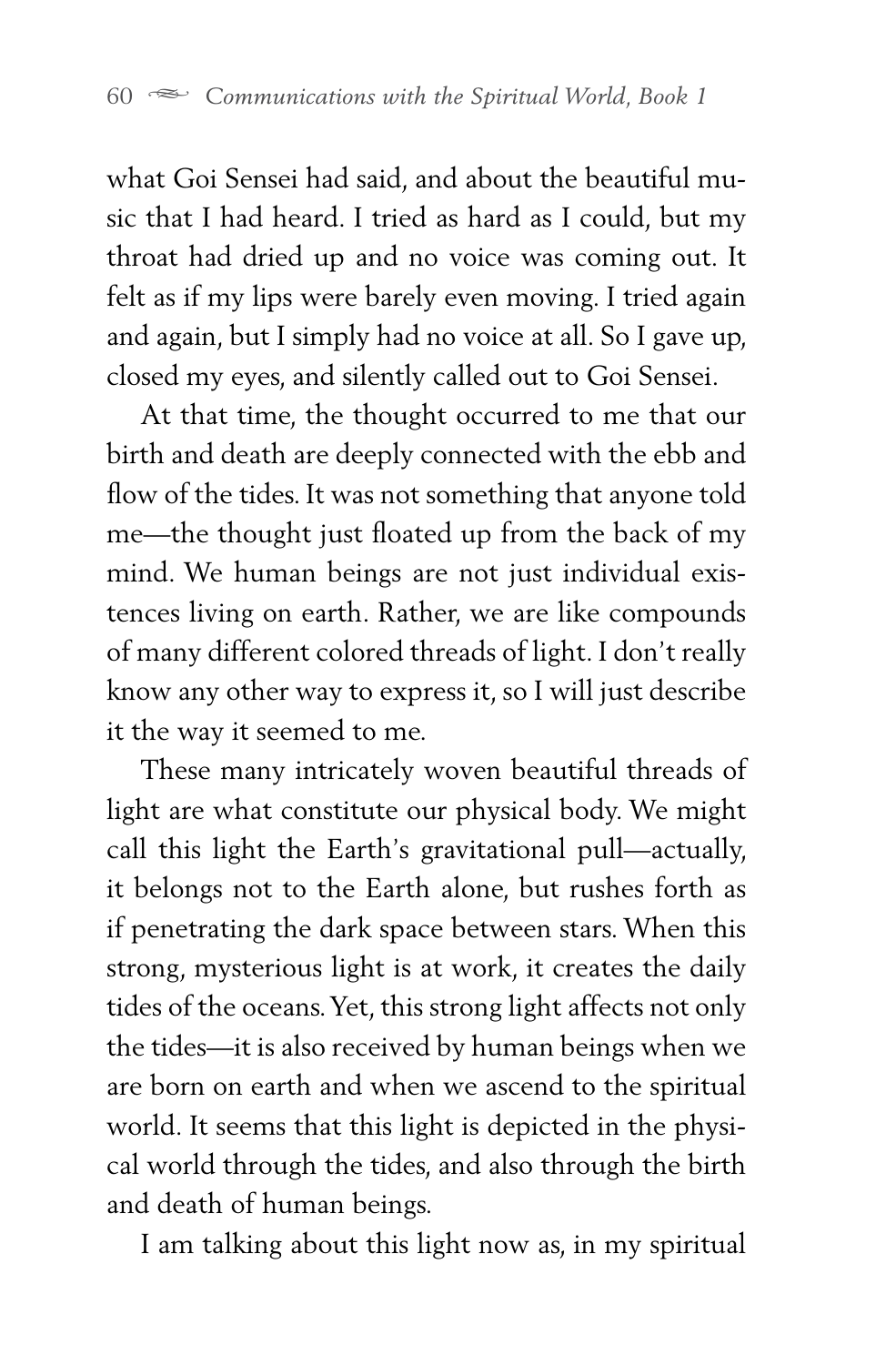what Goi Sensei had said, and about the beautiful music that I had heard. I tried as hard as I could, but my throat had dried up and no voice was coming out. It felt as if my lips were barely even moving. I tried again and again, but I simply had no voice at all. So I gave up, closed my eyes, and silently called out to Goi Sensei.

At that time, the thought occurred to me that our birth and death are deeply connected with the ebb and flow of the tides. It was not something that anyone told me—the thought just floated up from the back of my mind. We human beings are not just individual existences living on earth. Rather, we are like compounds of many different colored threads of light. I don't really know any other way to express it, so I will just describe it the way it seemed to me.

These many intricately woven beautiful threads of light are what constitute our physical body. We might call this light the Earth's gravitational pull—actually, it belongs not to the Earth alone, but rushes forth as if penetrating the dark space between stars. When this strong, mysterious light is at work, it creates the daily tides of the oceans. Yet, this strong light affects not only the tides—it is also received by human beings when we are born on earth and when we ascend to the spiritual world. It seems that this light is depicted in the physical world through the tides, and also through the birth and death of human beings.

I am talking about this light now as, in my spiritual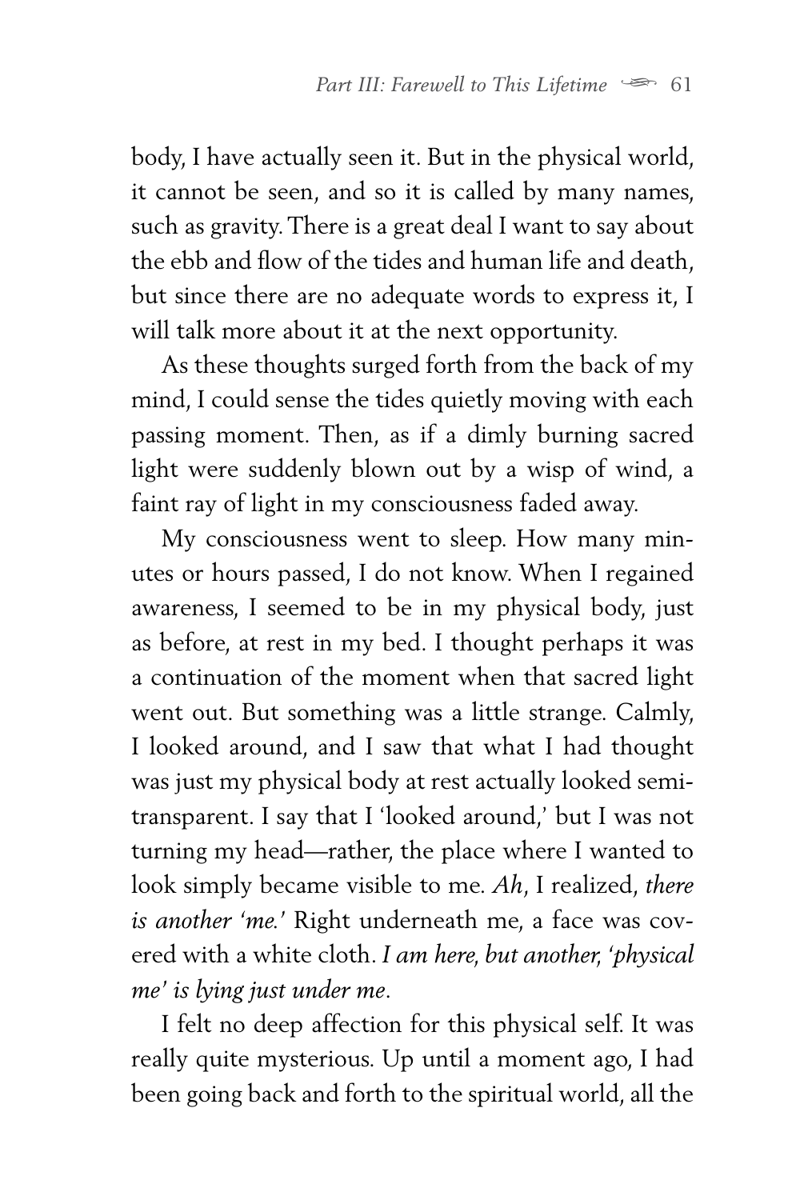body, I have actually seen it. But in the physical world, it cannot be seen, and so it is called by many names, such as gravity. There is a great deal I want to say about the ebb and flow of the tides and human life and death, but since there are no adequate words to express it, I will talk more about it at the next opportunity.

As these thoughts surged forth from the back of my mind, I could sense the tides quietly moving with each passing moment. Then, as if a dimly burning sacred light were suddenly blown out by a wisp of wind, a faint ray of light in my consciousness faded away.

My consciousness went to sleep. How many minutes or hours passed, I do not know. When I regained awareness, I seemed to be in my physical body, just as before, at rest in my bed. I thought perhaps it was a continuation of the moment when that sacred light went out. But something was a little strange. Calmly, I looked around, and I saw that what I had thought was just my physical body at rest actually looked semi-transparent. I say that I 'looked around,' but I was not turning my head—rather, the place where I wanted to look simply became visible to me. *Ah*, I realized, *there is another 'me.'* Right underneath me, a face was covered with a white cloth. *I am here, but another, 'physical me' is lying just under me*.

I felt no deep affection for this physical self. It was really quite mysterious. Up until a moment ago, I had been going back and forth to the spiritual world, all the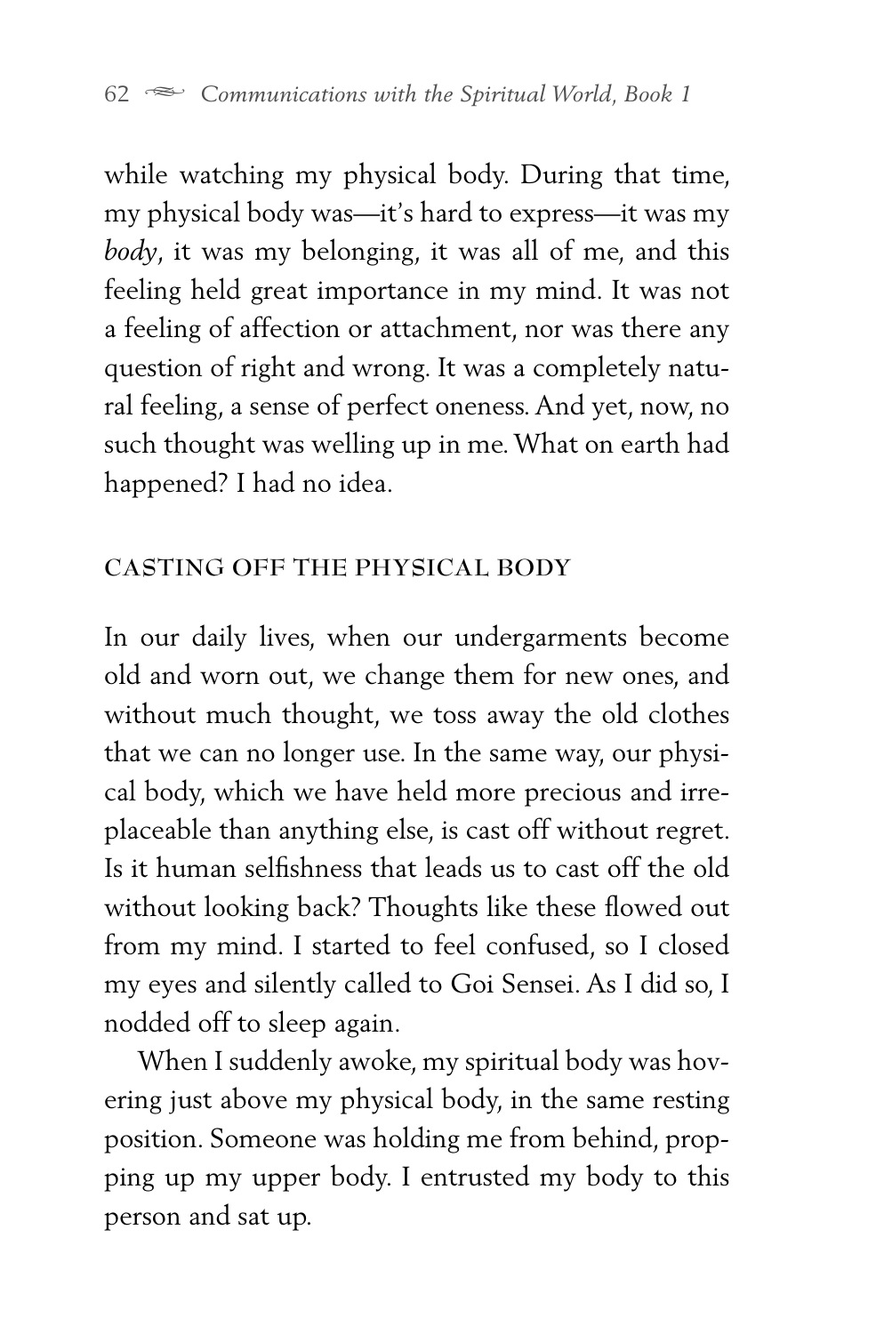while watching my physical body. During that time, my physical body was—it's hard to express—it was my *body*, it was my belonging, it was all of me, and this feeling held great importance in my mind. It was not a feeling of affection or attachment, nor was there any question of right and wrong. It was a completely natural feeling, a sense of perfect oneness. And yet, now, no such thought was welling up in me. What on earth had happened? I had no idea.

## CASTING OFF THE PHYSICAL BODY

In our daily lives, when our undergarments become old and worn out, we change them for new ones, and without much thought, we toss away the old clothes that we can no longer use. In the same way, our physical body, which we have held more precious and irreplaceable than anything else, is cast off without regret. Is it human selfishness that leads us to cast off the old without looking back? Thoughts like these flowed out from my mind. I started to feel confused, so I closed my eyes and silently called to Goi Sensei. As I did so, I nodded off to sleep again.

When I suddenly awoke, my spiritual body was hovering just above my physical body, in the same resting position. Someone was holding me from behind, propping up my upper body. I entrusted my body to this person and sat up.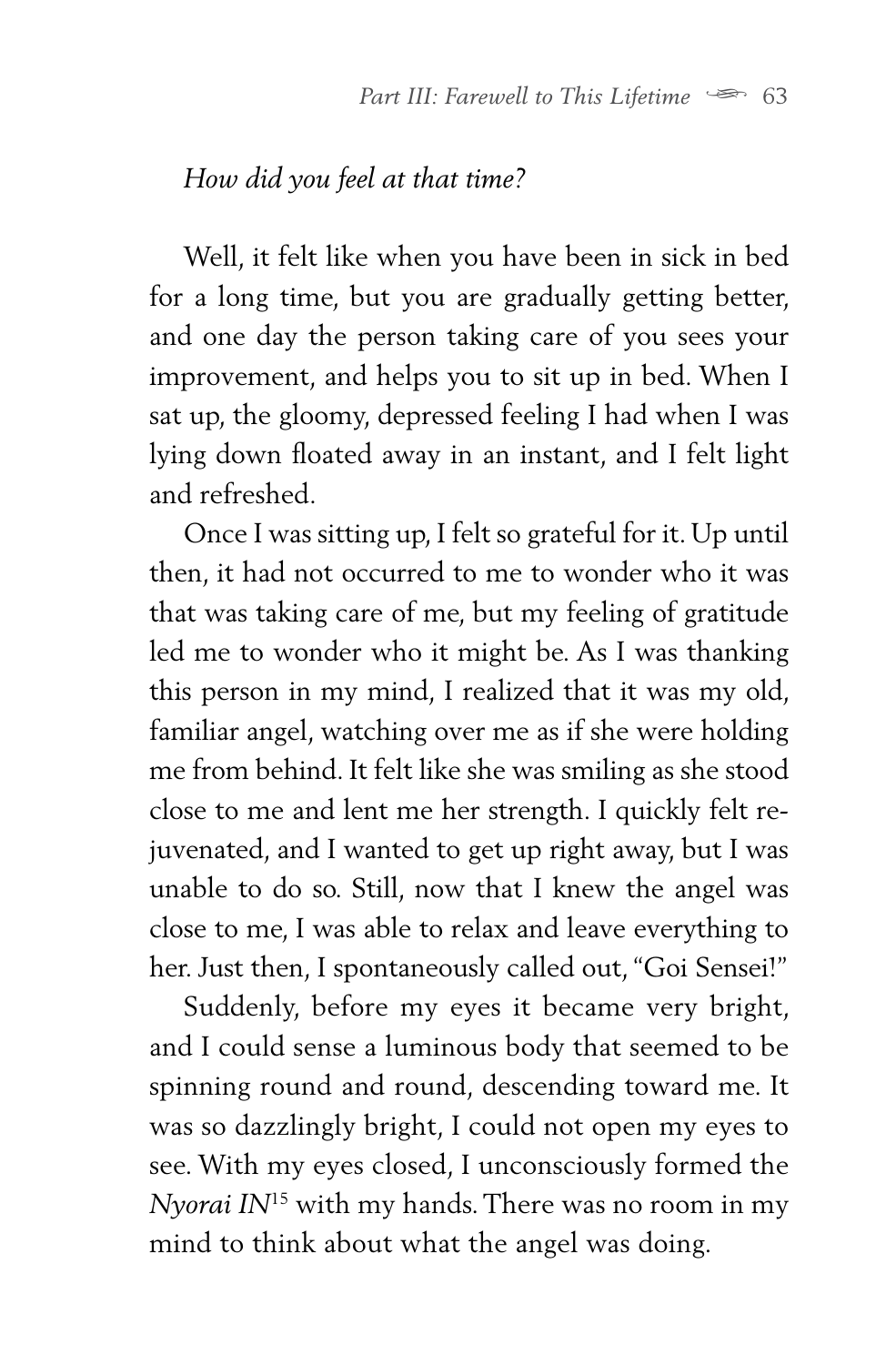*How did you feel at that time?*

Well, it felt like when you have been in sick in bed for a long time, but you are gradually getting better, and one day the person taking care of you sees your improvement, and helps you to sit up in bed. When I sat up, the gloomy, depressed feeling I had when I was lying down floated away in an instant, and I felt light and refreshed.

Once I was sitting up, I felt so grateful for it. Up until then, it had not occurred to me to wonder who it was that was taking care of me, but my feeling of gratitude led me to wonder who it might be. As I was thanking this person in my mind, I realized that it was my old, familiar angel, watching over me as if she were holding me from behind. It felt like she was smiling as she stood close to me and lent me her strength. I quickly felt rejuvenated, and I wanted to get up right away, but I was unable to do so. Still, now that I knew the angel was close to me, I was able to relax and leave everything to her. Just then, I spontaneously called out, "Goi Sensei!"

Suddenly, before my eyes it became very bright, and I could sense a luminous body that seemed to be spinning round and round, descending toward me. It was so dazzlingly bright, I could not open my eyes to see. With my eyes closed, I unconsciously formed the *Nyorai IN*[15] with my hands. There was no room in my mind to think about what the angel was doing.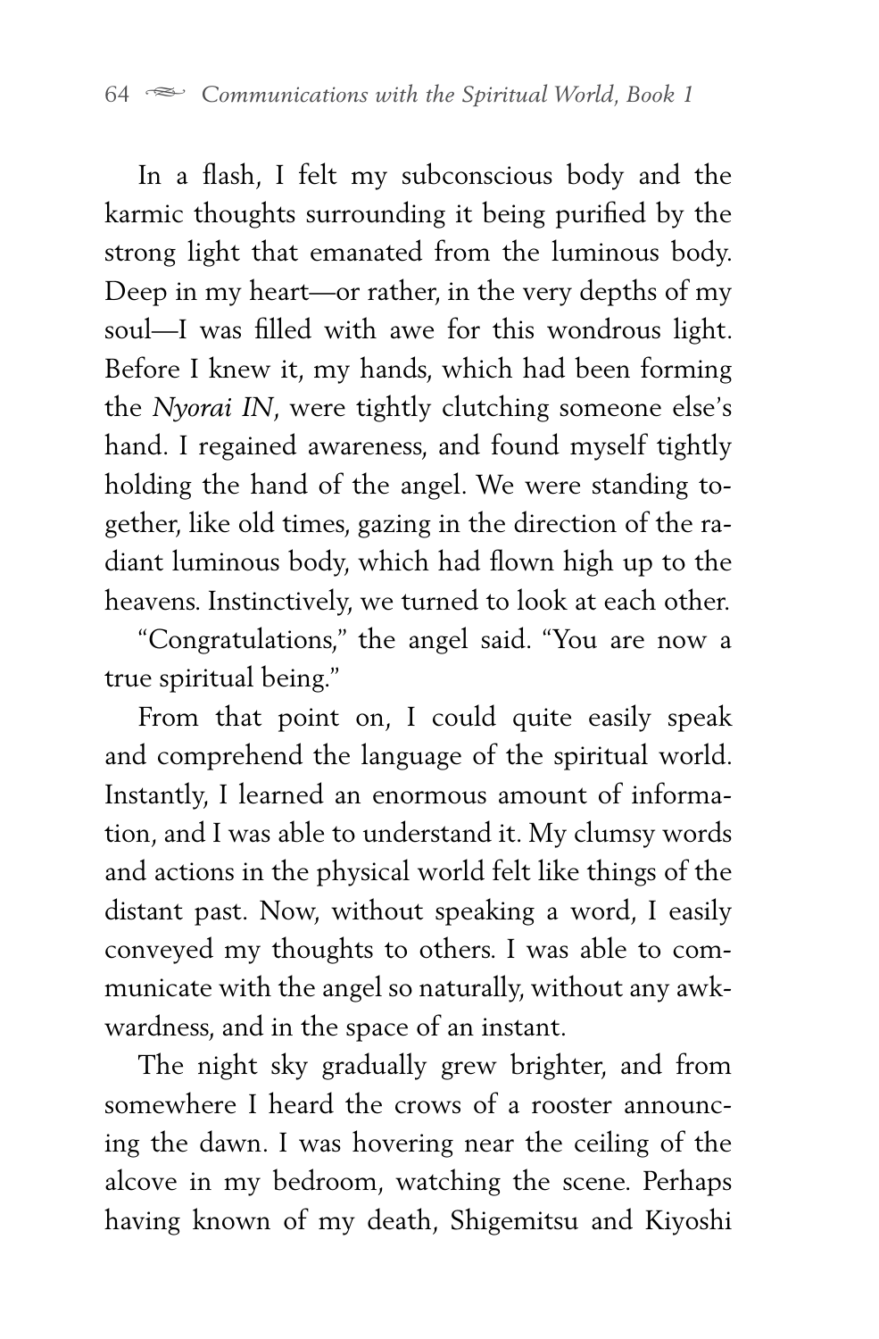In a flash, I felt my subconscious body and the karmic thoughts surrounding it being purified by the strong light that emanated from the luminous body. Deep in my heart—or rather, in the very depths of my soul—I was filled with awe for this wondrous light. Before I knew it, my hands, which had been forming the *Nyorai IN*, were tightly clutching someone else's hand. I regained awareness, and found myself tightly holding the hand of the angel. We were standing together, like old times, gazing in the direction of the radiant luminous body, which had flown high up to the heavens. Instinctively, we turned to look at each other.

"Congratulations," the angel said. "You are now a true spiritual being."

From that point on, I could quite easily speak and comprehend the language of the spiritual world. Instantly, I learned an enormous amount of information, and I was able to understand it. My clumsy words and actions in the physical world felt like things of the distant past. Now, without speaking a word, I easily conveyed my thoughts to others. I was able to communicate with the angel so naturally, without any awkwardness, and in the space of an instant.

The night sky gradually grew brighter, and from somewhere I heard the crows of a rooster announcing the dawn. I was hovering near the ceiling of the alcove in my bedroom, watching the scene. Perhaps having known of my death, Shigemitsu and Kiyoshi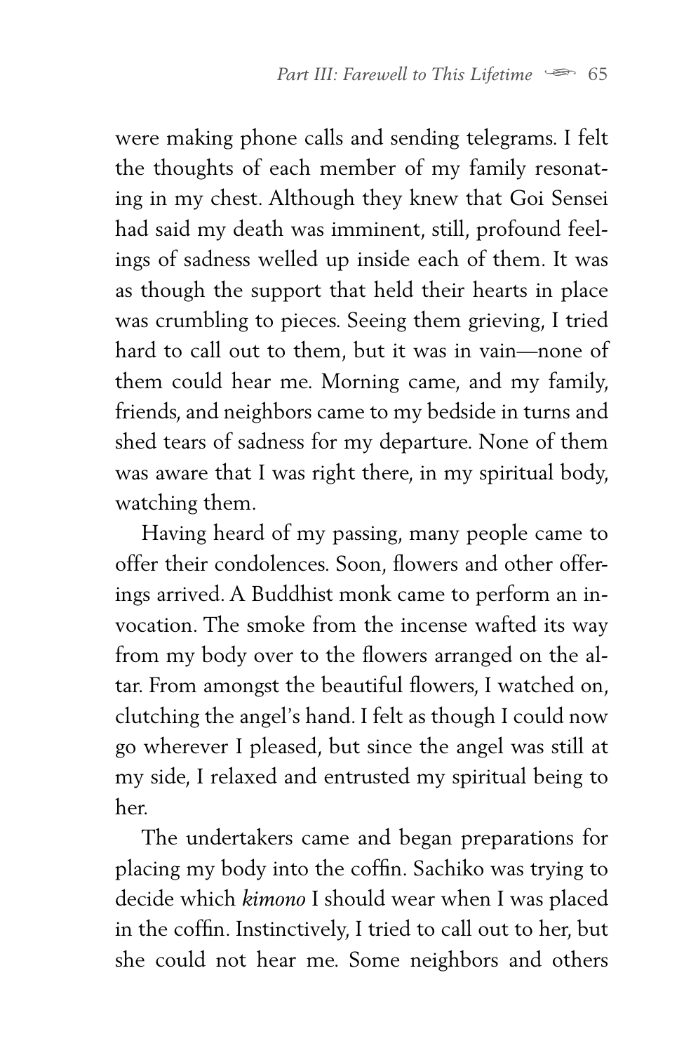were making phone calls and sending telegrams. I felt the thoughts of each member of my family resonating in my chest. Although they knew that Goi Sensei had said my death was imminent, still, profound feelings of sadness welled up inside each of them. It was as though the support that held their hearts in place was crumbling to pieces. Seeing them grieving, I tried hard to call out to them, but it was in vain—none of them could hear me. Morning came, and my family, friends, and neighbors came to my bedside in turns and shed tears of sadness for my departure. None of them was aware that I was right there, in my spiritual body, watching them.

Having heard of my passing, many people came to offer their condolences. Soon, flowers and other offerings arrived. A Buddhist monk came to perform an invocation. The smoke from the incense wafted its way from my body over to the flowers arranged on the altar. From amongst the beautiful flowers, I watched on, clutching the angel's hand. I felt as though I could now go wherever I pleased, but since the angel was still at my side, I relaxed and entrusted my spiritual being to her.

The undertakers came and began preparations for placing my body into the coffin. Sachiko was trying to decide which *kimono* I should wear when I was placed in the coffin. Instinctively, I tried to call out to her, but she could not hear me. Some neighbors and others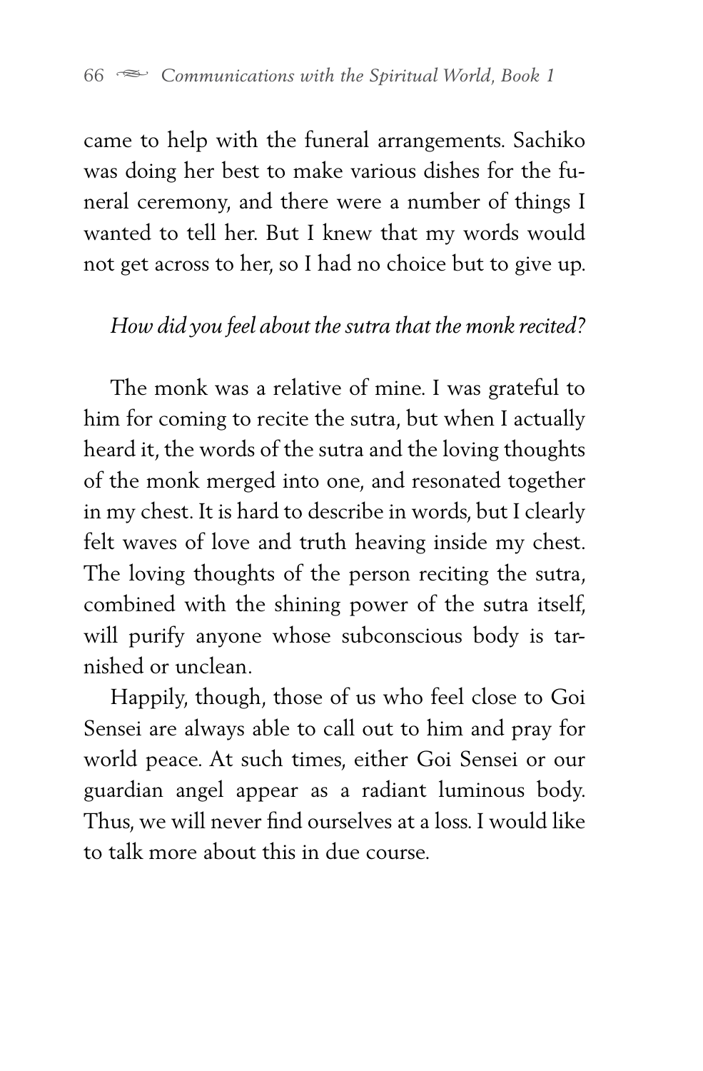came to help with the funeral arrangements. Sachiko was doing her best to make various dishes for the funeral ceremony, and there were a number of things I wanted to tell her. But I knew that my words would not get across to her, so I had no choice but to give up.

*How did you feel about the sutra that the monk recited?*

The monk was a relative of mine. I was grateful to him for coming to recite the sutra, but when I actually heard it, the words of the sutra and the loving thoughts of the monk merged into one, and resonated together in my chest. It is hard to describe in words, but I clearly felt waves of love and truth heaving inside my chest. The loving thoughts of the person reciting the sutra, combined with the shining power of the sutra itself, will purify anyone whose subconscious body is tarnished or unclean.

Happily, though, those of us who feel close to Goi Sensei are always able to call out to him and pray for world peace. At such times, either Goi Sensei or our guardian angel appear as a radiant luminous body. Thus, we will never find ourselves at a loss. I would like to talk more about this in due course.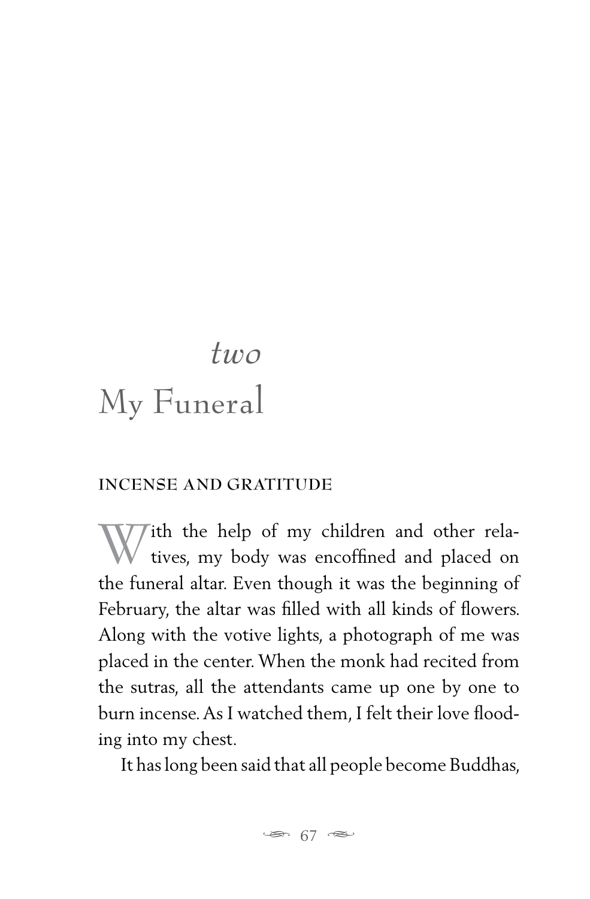# *two*
# My Funeral

### INCENSE AND GRATITUDE

With the help of my children and other relatives, my body was encoffined and placed on the funeral altar. Even though it was the beginning of February, the altar was filled with all kinds of flowers. Along with the votive lights, a photograph of me was placed in the center. When the monk had recited from the sutras, all the attendants came up one by one to burn incense. As I watched them, I felt their love flooding into my chest.

It has long been said that all people become Buddhas,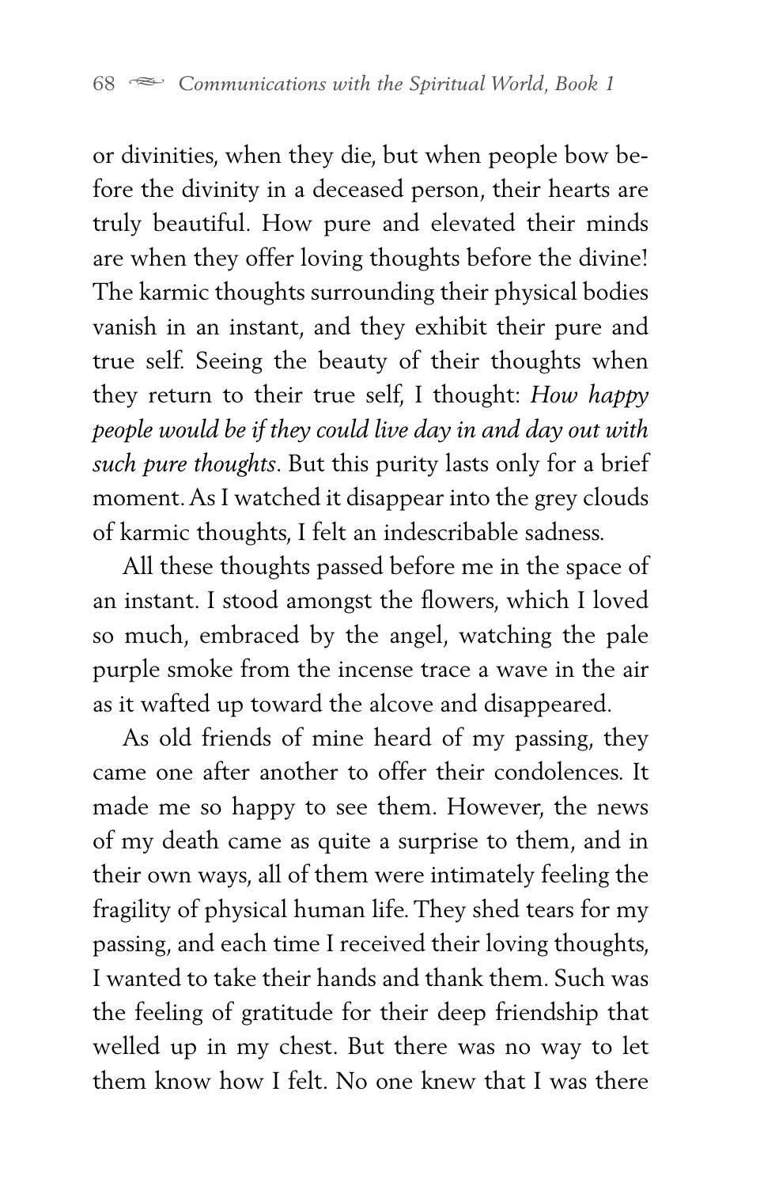or divinities, when they die, but when people bow before the divinity in a deceased person, their hearts are truly beautiful. How pure and elevated their minds are when they offer loving thoughts before the divine! The karmic thoughts surrounding their physical bodies vanish in an instant, and they exhibit their pure and true self. Seeing the beauty of their thoughts when they return to their true self, I thought: *How happy people would be if they could live day in and day out with such pure thoughts*. But this purity lasts only for a brief moment. As I watched it disappear into the grey clouds of karmic thoughts, I felt an indescribable sadness.

All these thoughts passed before me in the space of an instant. I stood amongst the flowers, which I loved so much, embraced by the angel, watching the pale purple smoke from the incense trace a wave in the air as it wafted up toward the alcove and disappeared.

As old friends of mine heard of my passing, they came one after another to offer their condolences. It made me so happy to see them. However, the news of my death came as quite a surprise to them, and in their own ways, all of them were intimately feeling the fragility of physical human life. They shed tears for my passing, and each time I received their loving thoughts, I wanted to take their hands and thank them. Such was the feeling of gratitude for their deep friendship that welled up in my chest. But there was no way to let them know how I felt. No one knew that I was there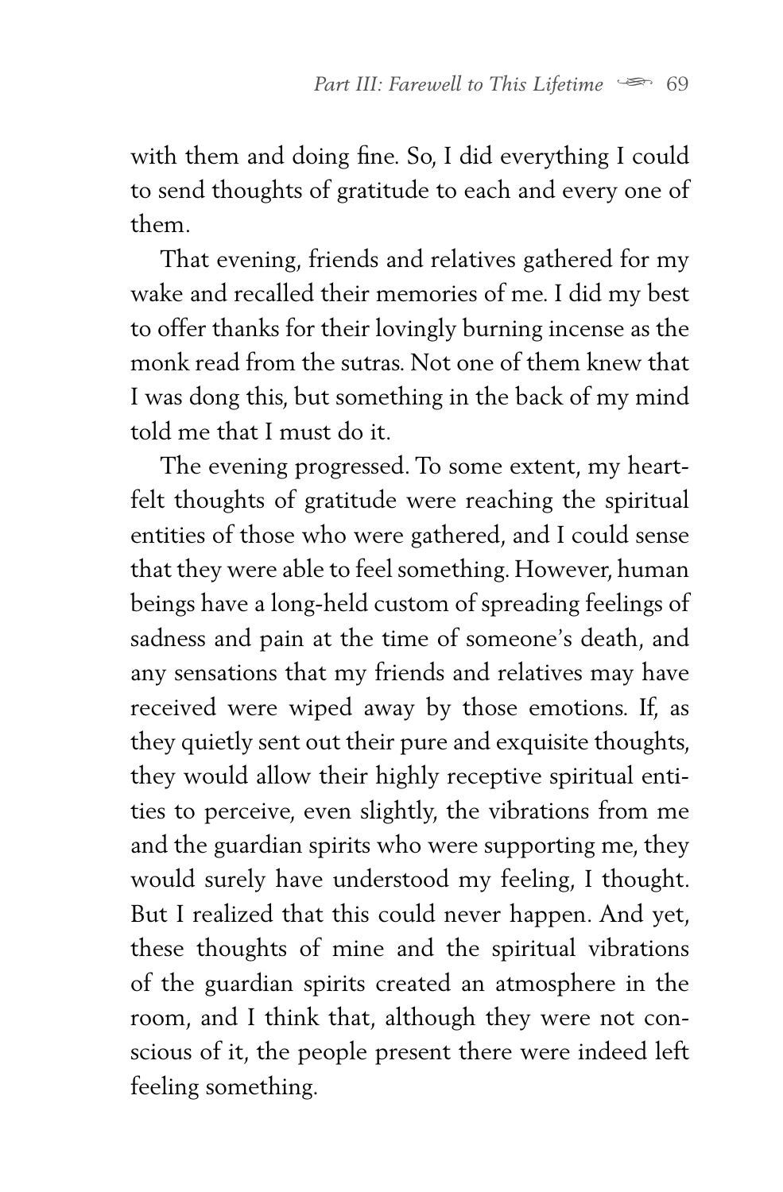with them and doing fine. So, I did everything I could to send thoughts of gratitude to each and every one of them.

That evening, friends and relatives gathered for my wake and recalled their memories of me. I did my best to offer thanks for their lovingly burning incense as the monk read from the sutras. Not one of them knew that I was dong this, but something in the back of my mind told me that I must do it.

The evening progressed. To some extent, my heartfelt thoughts of gratitude were reaching the spiritual entities of those who were gathered, and I could sense that they were able to feel something. However, human beings have a long-held custom of spreading feelings of sadness and pain at the time of someone's death, and any sensations that my friends and relatives may have received were wiped away by those emotions. If, as they quietly sent out their pure and exquisite thoughts, they would allow their highly receptive spiritual entities to perceive, even slightly, the vibrations from me and the guardian spirits who were supporting me, they would surely have understood my feeling, I thought. But I realized that this could never happen. And yet, these thoughts of mine and the spiritual vibrations of the guardian spirits created an atmosphere in the room, and I think that, although they were not conscious of it, the people present there were indeed left feeling something.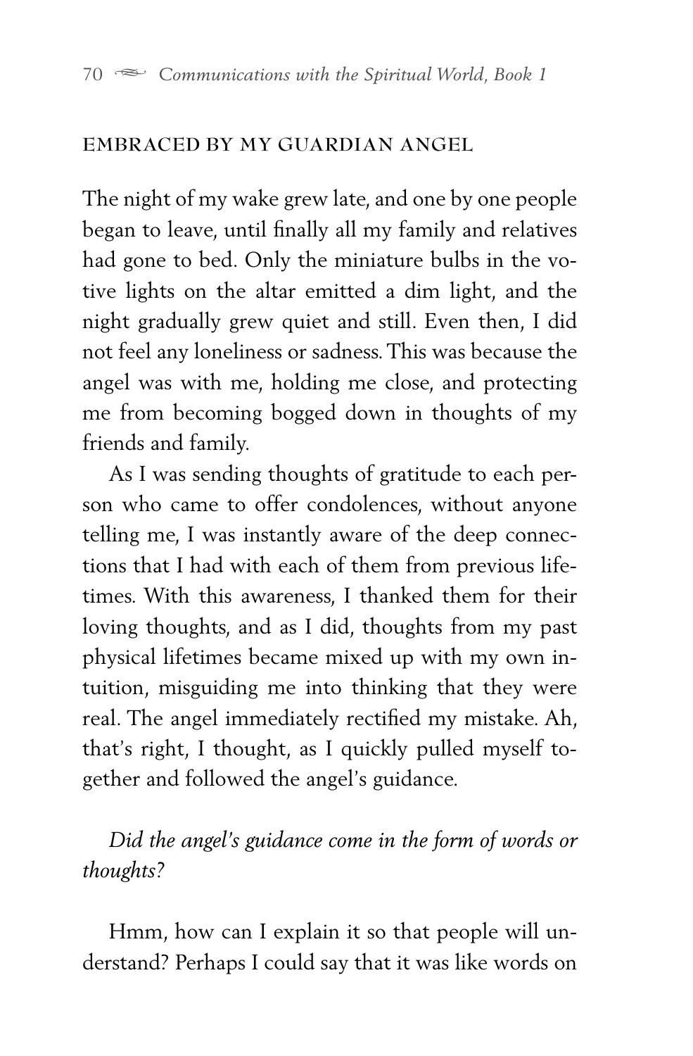## EMBRACED BY MY GUARDIAN ANGEL

The night of my wake grew late, and one by one people began to leave, until finally all my family and relatives had gone to bed. Only the miniature bulbs in the votive lights on the altar emitted a dim light, and the night gradually grew quiet and still. Even then, I did not feel any loneliness or sadness. This was because the angel was with me, holding me close, and protecting me from becoming bogged down in thoughts of my friends and family.

As I was sending thoughts of gratitude to each person who came to offer condolences, without anyone telling me, I was instantly aware of the deep connections that I had with each of them from previous lifetimes. With this awareness, I thanked them for their loving thoughts, and as I did, thoughts from my past physical lifetimes became mixed up with my own intuition, misguiding me into thinking that they were real. The angel immediately rectified my mistake. Ah, that's right, I thought, as I quickly pulled myself together and followed the angel's guidance.

*Did the angel's guidance come in the form of words or thoughts?*

Hmm, how can I explain it so that people will understand? Perhaps I could say that it was like words on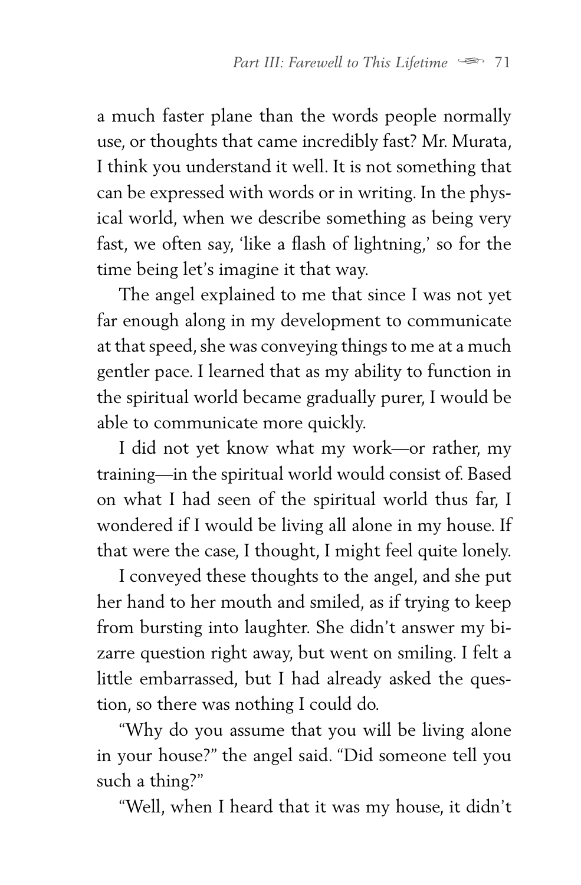a much faster plane than the words people normally use, or thoughts that came incredibly fast? Mr. Murata, I think you understand it well. It is not something that can be expressed with words or in writing. In the physical world, when we describe something as being very fast, we often say, 'like a flash of lightning,' so for the time being let's imagine it that way.

The angel explained to me that since I was not yet far enough along in my development to communicate at that speed, she was conveying things to me at a much gentler pace. I learned that as my ability to function in the spiritual world became gradually purer, I would be able to communicate more quickly.

I did not yet know what my work—or rather, my training—in the spiritual world would consist of. Based on what I had seen of the spiritual world thus far, I wondered if I would be living all alone in my house. If that were the case, I thought, I might feel quite lonely.

I conveyed these thoughts to the angel, and she put her hand to her mouth and smiled, as if trying to keep from bursting into laughter. She didn't answer my bizarre question right away, but went on smiling. I felt a little embarrassed, but I had already asked the question, so there was nothing I could do.

"Why do you assume that you will be living alone in your house?" the angel said. "Did someone tell you such a thing?"

"Well, when I heard that it was my house, it didn't